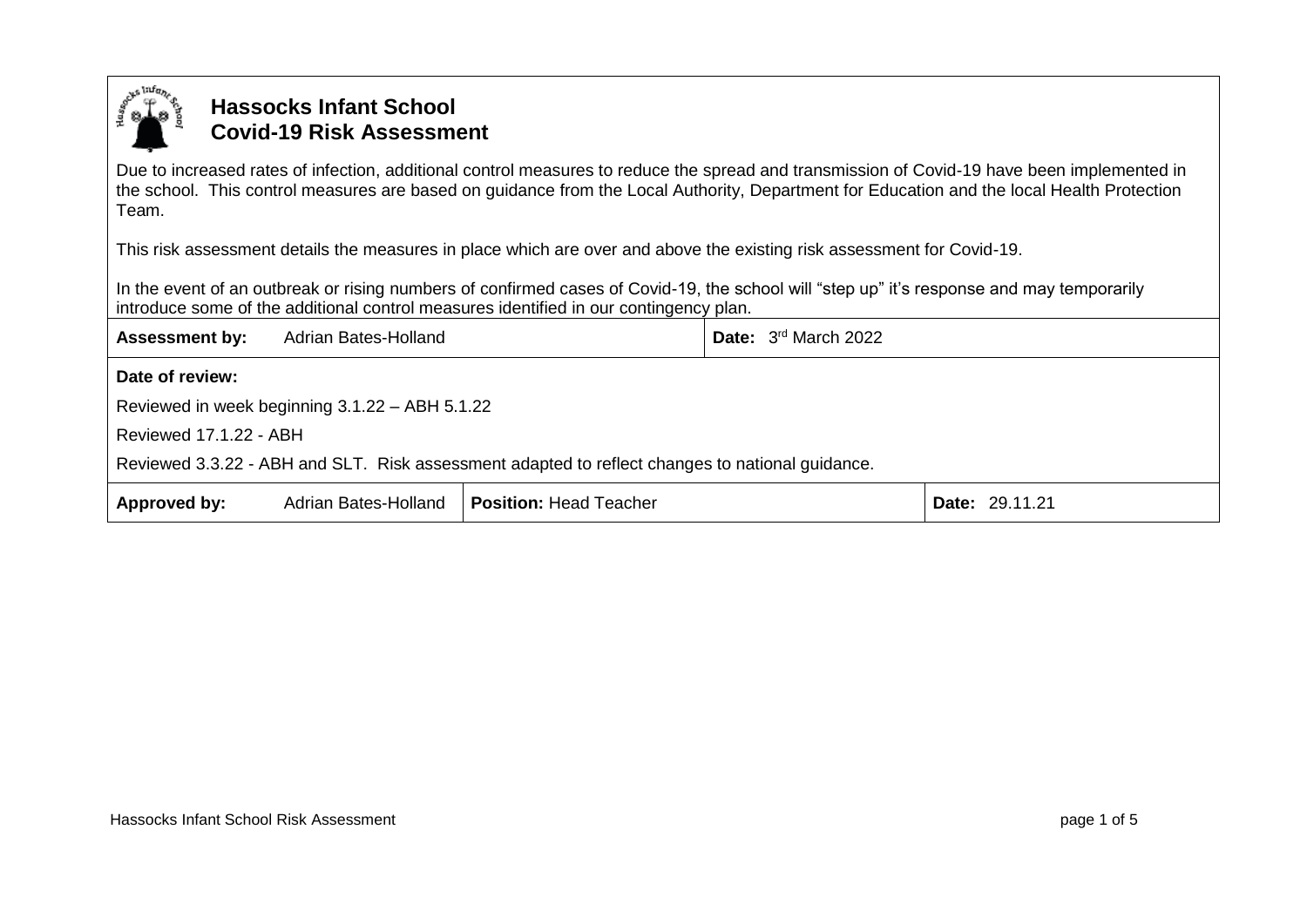# Hassocks Infant School
## Covid-19 Risk Assessment

Due to increased rates of infection, additional control measures to reduce the spread and transmission of Covid-19 have been implemented in the school. This control measures are based on guidance from the Local Authority, Department for Education and the local Health Protection Team.

This risk assessment details the measures in place which are over and above the existing risk assessment for Covid-19.

In the event of an outbreak or rising numbers of confirmed cases of Covid-19, the school will "step up" it's response and may temporarily introduce some of the additional control measures identified in our contingency plan.

| **Assessment by:** | Adrian Bates-Holland | **Date:** 3rd March 2022 |
|---|---|---|

**Date of review:**

Reviewed in week beginning 3.1.22 – ABH 5.1.22

Reviewed 17.1.22 - ABH

Reviewed 3.3.22 - ABH and SLT. Risk assessment adapted to reflect changes to national guidance.

| **Approved by:** | Adrian Bates-Holland | **Position:** Head Teacher | **Date:** 29.11.21 |
|---|---|---|---|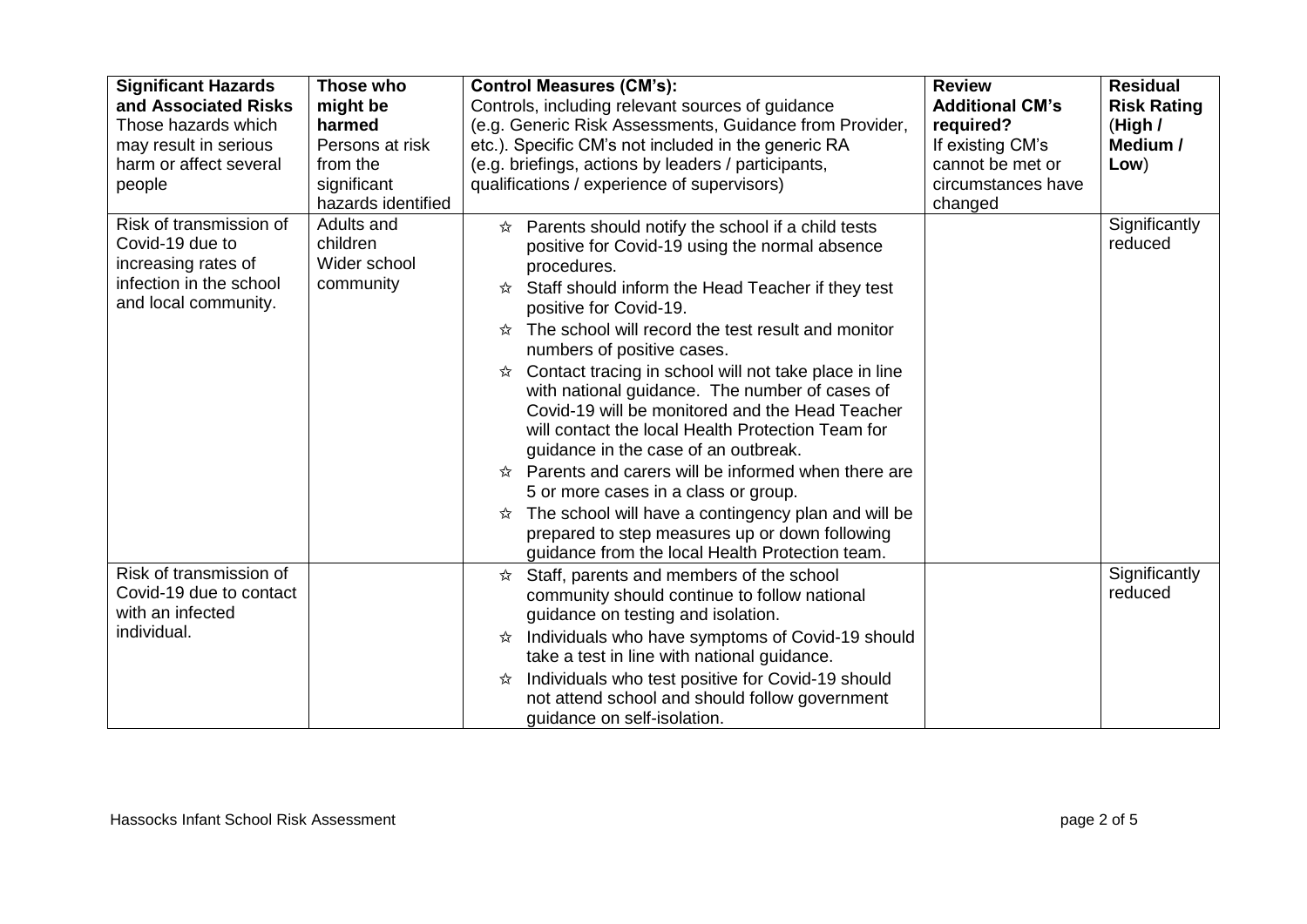| **Significant Hazards and Associated Risks** Those hazards which may result in serious harm or affect several people | **Those who might be harmed** Persons at risk from the significant hazards identified | **Control Measures (CM's):** Controls, including relevant sources of guidance (e.g. Generic Risk Assessments, Guidance from Provider, etc.). Specific CM's not included in the generic RA (e.g. briefings, actions by leaders / participants, qualifications / experience of supervisors) | **Review Additional CM's required?** If existing CM's cannot be met or circumstances have changed | **Residual Risk Rating** (**High / Medium / Low**) |
|---|---|---|---|---|
| Risk of transmission of Covid-19 due to increasing rates of infection in the school and local community. | Adults and children<br>Wider school community | ☆ Parents should notify the school if a child tests positive for Covid-19 using the normal absence procedures.<br>☆ Staff should inform the Head Teacher if they test positive for Covid-19.<br>☆ The school will record the test result and monitor numbers of positive cases.<br>☆ Contact tracing in school will not take place in line with national guidance. The number of cases of Covid-19 will be monitored and the Head Teacher will contact the local Health Protection Team for guidance in the case of an outbreak.<br>☆ Parents and carers will be informed when there are 5 or more cases in a class or group.<br>☆ The school will have a contingency plan and will be prepared to step measures up or down following guidance from the local Health Protection team. | | Significantly reduced |
| Risk of transmission of Covid-19 due to contact with an infected individual. | | ☆ Staff, parents and members of the school community should continue to follow national guidance on testing and isolation.<br>☆ Individuals who have symptoms of Covid-19 should take a test in line with national guidance.<br>☆ Individuals who test positive for Covid-19 should not attend school and should follow government guidance on self-isolation. | | Significantly reduced |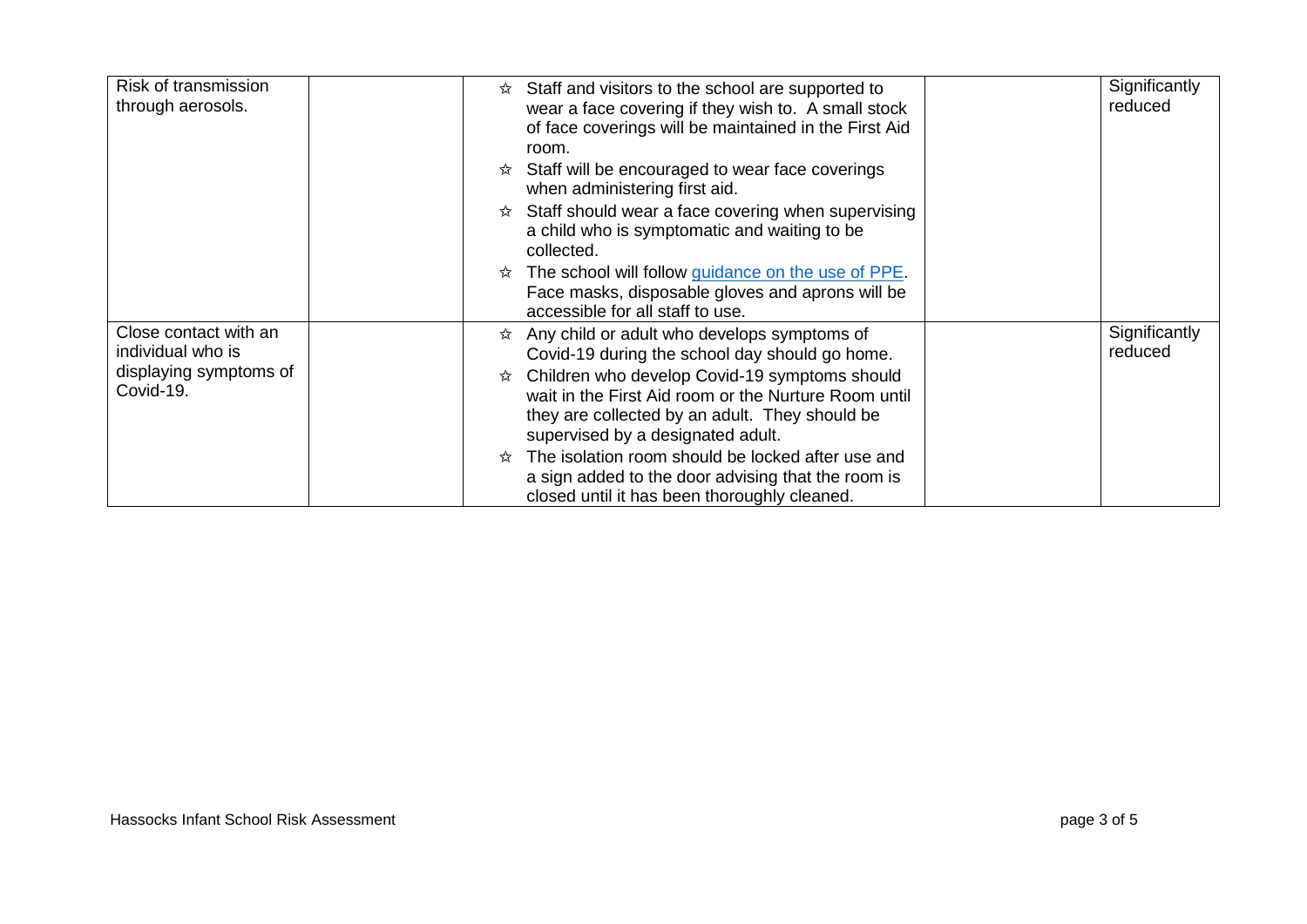| | | | | |
|---|---|---|---|---|
| Risk of transmission through aerosols. | | ☆ Staff and visitors to the school are supported to wear a face covering if they wish to. A small stock of face coverings will be maintained in the First Aid room.<br>☆ Staff will be encouraged to wear face coverings when administering first aid.<br>☆ Staff should wear a face covering when supervising a child who is symptomatic and waiting to be collected.<br>☆ The school will follow guidance on the use of PPE. Face masks, disposable gloves and aprons will be accessible for all staff to use. | | Significantly reduced |
| Close contact with an individual who is displaying symptoms of Covid-19. | | ☆ Any child or adult who develops symptoms of Covid-19 during the school day should go home.<br>☆ Children who develop Covid-19 symptoms should wait in the First Aid room or the Nurture Room until they are collected by an adult. They should be supervised by a designated adult.<br>☆ The isolation room should be locked after use and a sign added to the door advising that the room is closed until it has been thoroughly cleaned. | | Significantly reduced |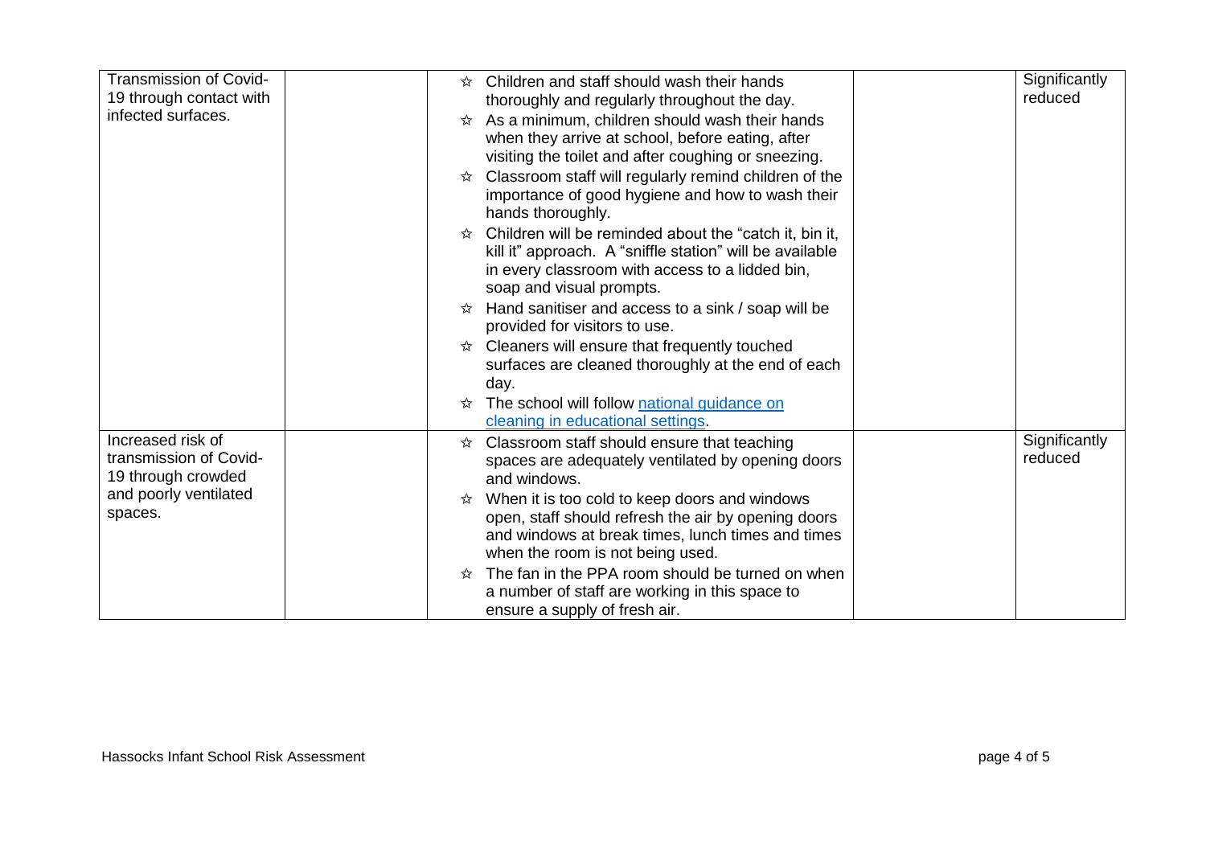| | | | | |
|---|---|---|---|---|
| Transmission of Covid-19 through contact with infected surfaces. | | ☆ Children and staff should wash their hands thoroughly and regularly throughout the day.<br>☆ As a minimum, children should wash their hands when they arrive at school, before eating, after visiting the toilet and after coughing or sneezing.<br>☆ Classroom staff will regularly remind children of the importance of good hygiene and how to wash their hands thoroughly.<br>☆ Children will be reminded about the "catch it, bin it, kill it" approach. A "sniffle station" will be available in every classroom with access to a lidded bin, soap and visual prompts.<br>☆ Hand sanitiser and access to a sink / soap will be provided for visitors to use.<br>☆ Cleaners will ensure that frequently touched surfaces are cleaned thoroughly at the end of each day.<br>☆ The school will follow [national guidance on cleaning in educational settings](). | | Significantly reduced |
| Increased risk of transmission of Covid-19 through crowded and poorly ventilated spaces. | | ☆ Classroom staff should ensure that teaching spaces are adequately ventilated by opening doors and windows.<br>☆ When it is too cold to keep doors and windows open, staff should refresh the air by opening doors and windows at break times, lunch times and times when the room is not being used.<br>☆ The fan in the PPA room should be turned on when a number of staff are working in this space to ensure a supply of fresh air. | | Significantly reduced |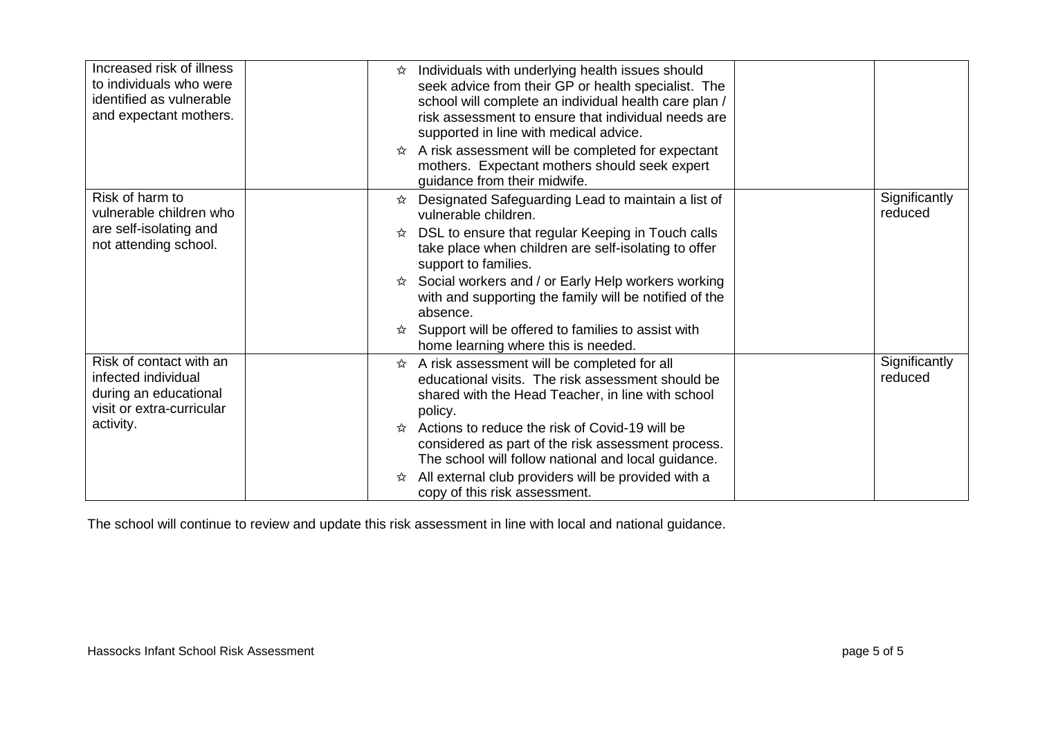| | | | | |
|---|---|---|---|---|
| Increased risk of illness to individuals who were identified as vulnerable and expectant mothers. | | ☆ Individuals with underlying health issues should seek advice from their GP or health specialist. The school will complete an individual health care plan / risk assessment to ensure that individual needs are supported in line with medical advice.<br>☆ A risk assessment will be completed for expectant mothers. Expectant mothers should seek expert guidance from their midwife. | | |
| Risk of harm to vulnerable children who are self-isolating and not attending school. | | ☆ Designated Safeguarding Lead to maintain a list of vulnerable children.<br>☆ DSL to ensure that regular Keeping in Touch calls take place when children are self-isolating to offer support to families.<br>☆ Social workers and / or Early Help workers working with and supporting the family will be notified of the absence.<br>☆ Support will be offered to families to assist with home learning where this is needed. | | Significantly reduced |
| Risk of contact with an infected individual during an educational visit or extra-curricular activity. | | ☆ A risk assessment will be completed for all educational visits. The risk assessment should be shared with the Head Teacher, in line with school policy.<br>☆ Actions to reduce the risk of Covid-19 will be considered as part of the risk assessment process. The school will follow national and local guidance.<br>☆ All external club providers will be provided with a copy of this risk assessment. | | Significantly reduced |

The school will continue to review and update this risk assessment in line with local and national guidance.